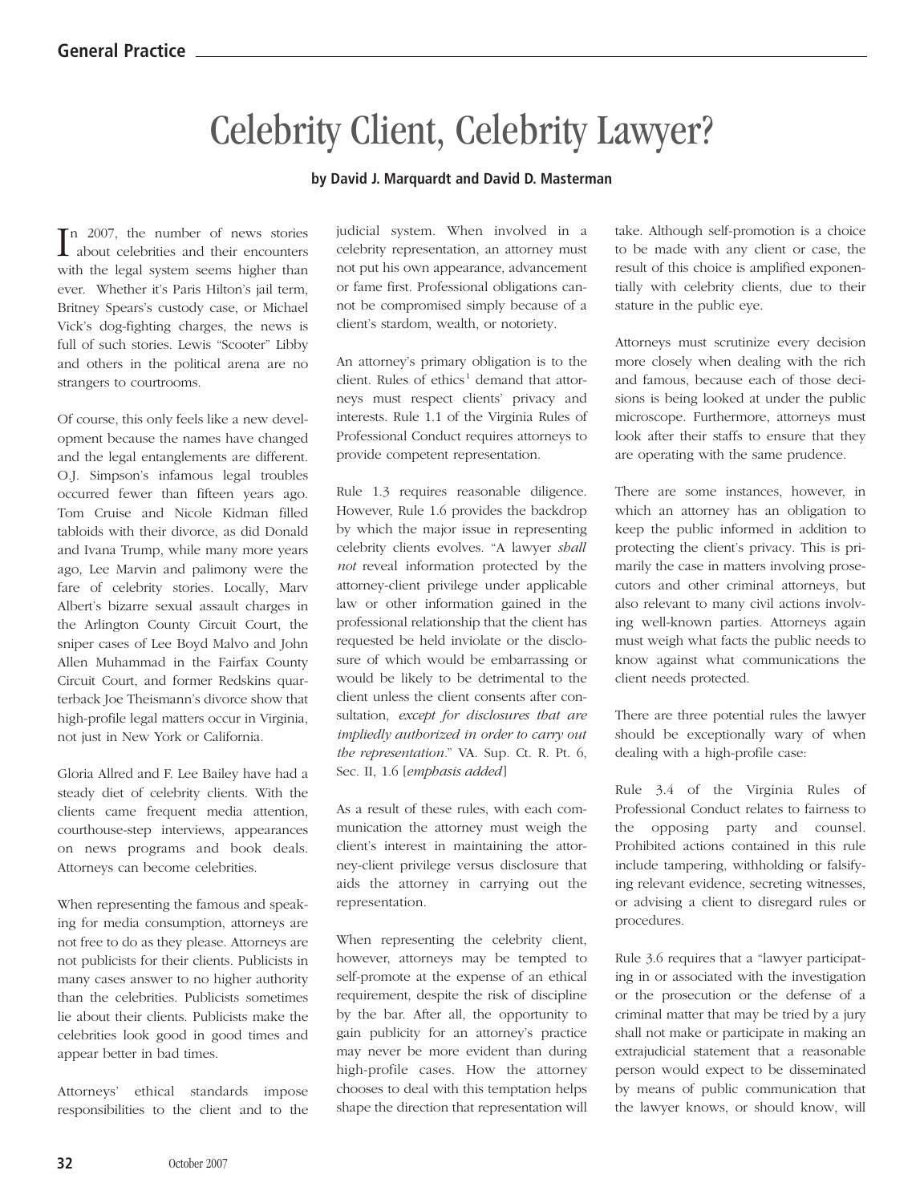# Celebrity Client, Celebrity Lawyer?

**by David J. Marquardt and David D. Masterman**

In 2007, the number of news stories about celebrities and their encounters with the legal system seems higher than ever. Whether it's Paris Hilton's jail term, Britney Spears's custody case, or Michael Vick's dog-fighting charges, the news is full of such stories. Lewis "Scooter" Libby and others in the political arena are no strangers to courtrooms.

Of course, this only feels like a new development because the names have changed and the legal entanglements are different. O.J. Simpson's infamous legal troubles occurred fewer than fifteen years ago. Tom Cruise and Nicole Kidman filled tabloids with their divorce, as did Donald and Ivana Trump, while many more years ago, Lee Marvin and palimony were the fare of celebrity stories. Locally, Marv Albert's bizarre sexual assault charges in the Arlington County Circuit Court, the sniper cases of Lee Boyd Malvo and John Allen Muhammad in the Fairfax County Circuit Court, and former Redskins quarterback Joe Theismann's divorce show that high-profile legal matters occur in Virginia, not just in New York or California.

Gloria Allred and F. Lee Bailey have had a steady diet of celebrity clients. With the clients came frequent media attention, courthouse-step interviews, appearances on news programs and book deals. Attorneys can become celebrities.

When representing the famous and speaking for media consumption, attorneys are not free to do as they please. Attorneys are not publicists for their clients. Publicists in many cases answer to no higher authority than the celebrities. Publicists sometimes lie about their clients. Publicists make the celebrities look good in good times and appear better in bad times.

Attorneys' ethical standards impose responsibilities to the client and to the judicial system. When involved in a celebrity representation, an attorney must not put his own appearance, advancement or fame first. Professional obligations cannot be compromised simply because of a client's stardom, wealth, or notoriety.

An attorney's primary obligation is to the client. Rules of ethics[1] demand that attorneys must respect clients' privacy and interests. Rule 1.1 of the Virginia Rules of Professional Conduct requires attorneys to provide competent representation.

Rule 1.3 requires reasonable diligence. However, Rule 1.6 provides the backdrop by which the major issue in representing celebrity clients evolves. "A lawyer *shall not* reveal information protected by the attorney-client privilege under applicable law or other information gained in the professional relationship that the client has requested be held inviolate or the disclosure of which would be embarrassing or would be likely to be detrimental to the client unless the client consents after consultation, *except for disclosures that are impliedly authorized in order to carry out the representation*." VA. Sup. Ct. R. Pt. 6, Sec. II, 1.6 [*emphasis added*]

As a result of these rules, with each communication the attorney must weigh the client's interest in maintaining the attorney-client privilege versus disclosure that aids the attorney in carrying out the representation.

When representing the celebrity client, however, attorneys may be tempted to self-promote at the expense of an ethical requirement, despite the risk of discipline by the bar. After all, the opportunity to gain publicity for an attorney's practice may never be more evident than during high-profile cases. How the attorney chooses to deal with this temptation helps shape the direction that representation will take. Although self-promotion is a choice to be made with any client or case, the result of this choice is amplified exponentially with celebrity clients, due to their stature in the public eye.

Attorneys must scrutinize every decision more closely when dealing with the rich and famous, because each of those decisions is being looked at under the public microscope. Furthermore, attorneys must look after their staffs to ensure that they are operating with the same prudence.

There are some instances, however, in which an attorney has an obligation to keep the public informed in addition to protecting the client's privacy. This is primarily the case in matters involving prosecutors and other criminal attorneys, but also relevant to many civil actions involving well-known parties. Attorneys again must weigh what facts the public needs to know against what communications the client needs protected.

There are three potential rules the lawyer should be exceptionally wary of when dealing with a high-profile case:

Rule 3.4 of the Virginia Rules of Professional Conduct relates to fairness to the opposing party and counsel. Prohibited actions contained in this rule include tampering, withholding or falsifying relevant evidence, secreting witnesses, or advising a client to disregard rules or procedures.

Rule 3.6 requires that a "lawyer participating in or associated with the investigation or the prosecution or the defense of a criminal matter that may be tried by a jury shall not make or participate in making an extrajudicial statement that a reasonable person would expect to be disseminated by means of public communication that the lawyer knows, or should know, will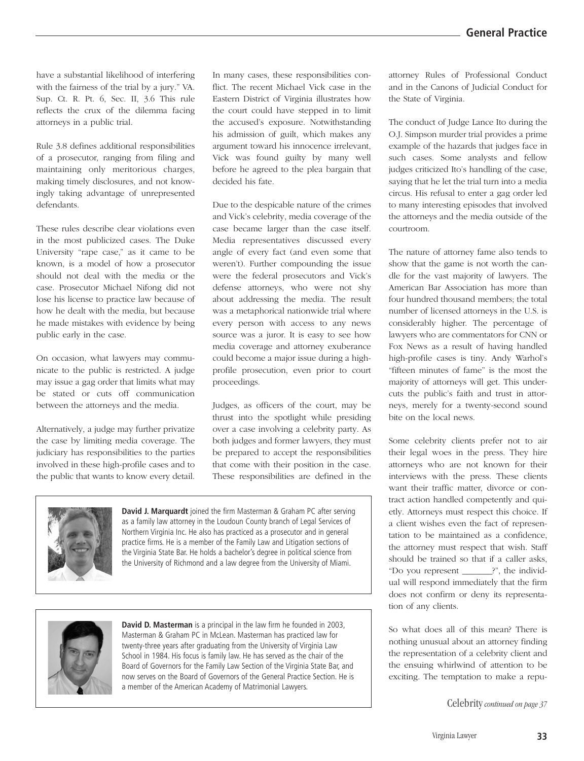have a substantial likelihood of interfering with the fairness of the trial by a jury." VA. Sup. Ct. R. Pt. 6, Sec. II, 3.6 This rule reflects the crux of the dilemma facing attorneys in a public trial.

Rule 3.8 defines additional responsibilities of a prosecutor, ranging from filing and maintaining only meritorious charges, making timely disclosures, and not knowingly taking advantage of unrepresented defendants.

These rules describe clear violations even in the most publicized cases. The Duke University "rape case," as it came to be known, is a model of how a prosecutor should not deal with the media or the case. Prosecutor Michael Nifong did not lose his license to practice law because of how he dealt with the media, but because he made mistakes with evidence by being public early in the case.

On occasion, what lawyers may communicate to the public is restricted. A judge may issue a gag order that limits what may be stated or cuts off communication between the attorneys and the media.

Alternatively, a judge may further privatize the case by limiting media coverage. The judiciary has responsibilities to the parties involved in these high-profile cases and to the public that wants to know every detail. In many cases, these responsibilities conflict. The recent Michael Vick case in the Eastern District of Virginia illustrates how the court could have stepped in to limit the accused's exposure. Notwithstanding his admission of guilt, which makes any argument toward his innocence irrelevant, Vick was found guilty by many well before he agreed to the plea bargain that decided his fate.

Due to the despicable nature of the crimes and Vick's celebrity, media coverage of the case became larger than the case itself. Media representatives discussed every angle of every fact (and even some that weren't). Further compounding the issue were the federal prosecutors and Vick's defense attorneys, who were not shy about addressing the media. The result was a metaphorical nationwide trial where every person with access to any news source was a juror. It is easy to see how media coverage and attorney exuberance could become a major issue during a high-profile prosecution, even prior to court proceedings.

Judges, as officers of the court, may be thrust into the spotlight while presiding over a case involving a celebrity party. As both judges and former lawyers, they must be prepared to accept the responsibilities that come with their position in the case. These responsibilities are defined in the attorney Rules of Professional Conduct and in the Canons of Judicial Conduct for the State of Virginia.

The conduct of Judge Lance Ito during the O.J. Simpson murder trial provides a prime example of the hazards that judges face in such cases. Some analysts and fellow judges criticized Ito's handling of the case, saying that he let the trial turn into a media circus. His refusal to enter a gag order led to many interesting episodes that involved the attorneys and the media outside of the courtroom.

The nature of attorney fame also tends to show that the game is not worth the candle for the vast majority of lawyers. The American Bar Association has more than four hundred thousand members; the total number of licensed attorneys in the U.S. is considerably higher. The percentage of lawyers who are commentators for CNN or Fox News as a result of having handled high-profile cases is tiny. Andy Warhol's "fifteen minutes of fame" is the most the majority of attorneys will get. This undercuts the public's faith and trust in attorneys, merely for a twenty-second sound bite on the local news.

Some celebrity clients prefer not to air their legal woes in the press. They hire attorneys who are not known for their interviews with the press. These clients want their traffic matter, divorce or contract action handled competently and quietly. Attorneys must respect this choice. If a client wishes even the fact of representation to be maintained as a confidence, the attorney must respect that wish. Staff should be trained so that if a caller asks, "Do you represent _______?", the individual will respond immediately that the firm does not confirm or deny its representation of any clients.

So what does all of this mean? There is nothing unusual about an attorney finding the representation of a celebrity client and the ensuing whirlwind of attention to be exciting. The temptation to make a repu-

*Celebrity continued on page 37*

**David J. Marquardt** joined the firm Masterman & Graham PC after serving as a family law attorney in the Loudoun County branch of Legal Services of Northern Virginia Inc. He also has practiced as a prosecutor and in general practice firms. He is a member of the Family Law and Litigation sections of the Virginia State Bar. He holds a bachelor's degree in political science from the University of Richmond and a law degree from the University of Miami.

**David D. Masterman** is a principal in the law firm he founded in 2003, Masterman & Graham PC in McLean. Masterman has practiced law for twenty-three years after graduating from the University of Virginia Law School in 1984. His focus is family law. He has served as the chair of the Board of Governors for the Family Law Section of the Virginia State Bar, and now serves on the Board of Governors of the General Practice Section. He is a member of the American Academy of Matrimonial Lawyers.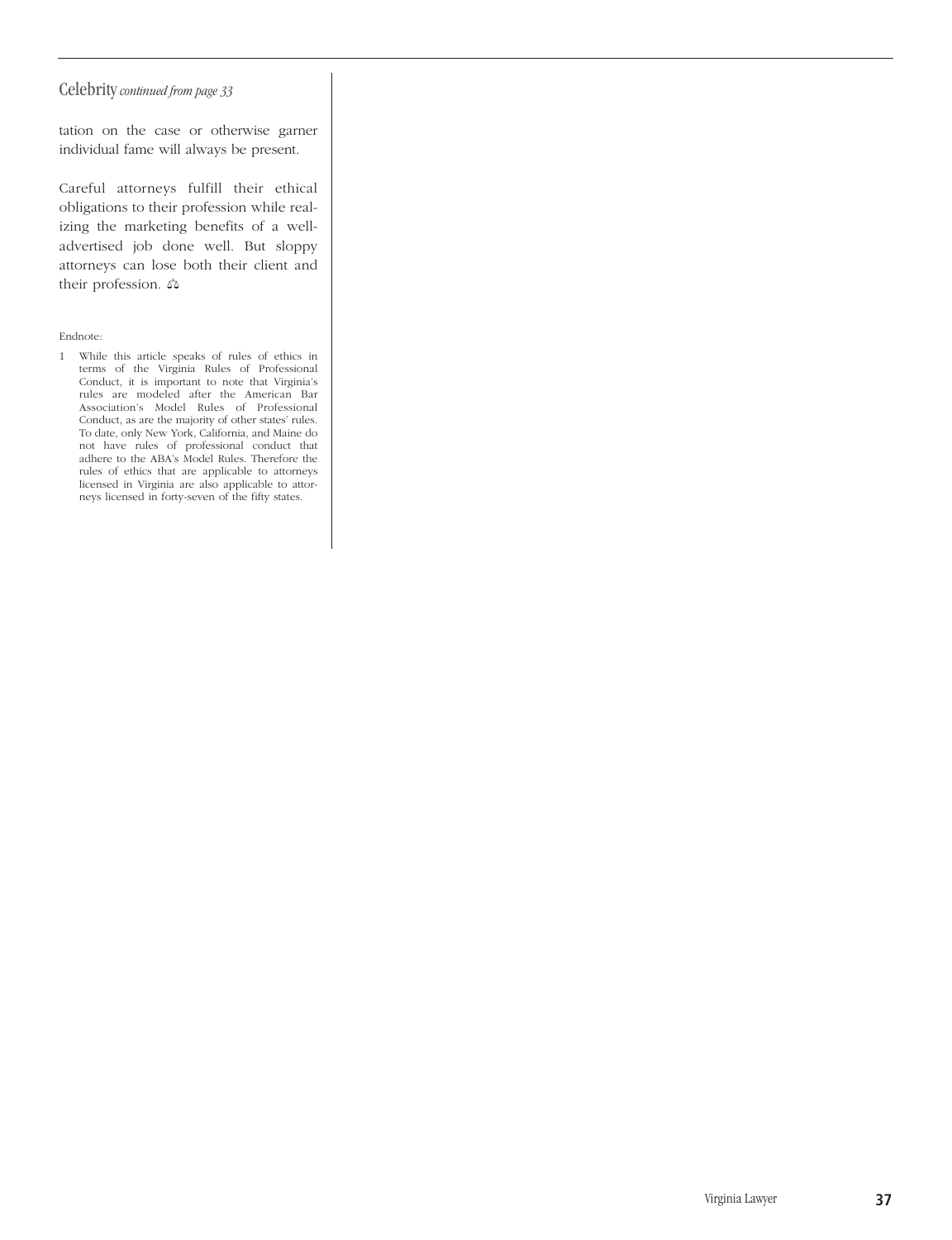Celebrity *continued from page 33*

tation on the case or otherwise garner individual fame will always be present.

Careful attorneys fulfill their ethical obligations to their profession while realizing the marketing benefits of a well-advertised job done well. But sloppy attorneys can lose both their client and their profession. ⚖

Endnote:

1 While this article speaks of rules of ethics in terms of the Virginia Rules of Professional Conduct, it is important to note that Virginia's rules are modeled after the American Bar Association's Model Rules of Professional Conduct, as are the majority of other states' rules. To date, only New York, California, and Maine do not have rules of professional conduct that adhere to the ABA's Model Rules. Therefore the rules of ethics that are applicable to attorneys licensed in Virginia are also applicable to attorneys licensed in forty-seven of the fifty states.